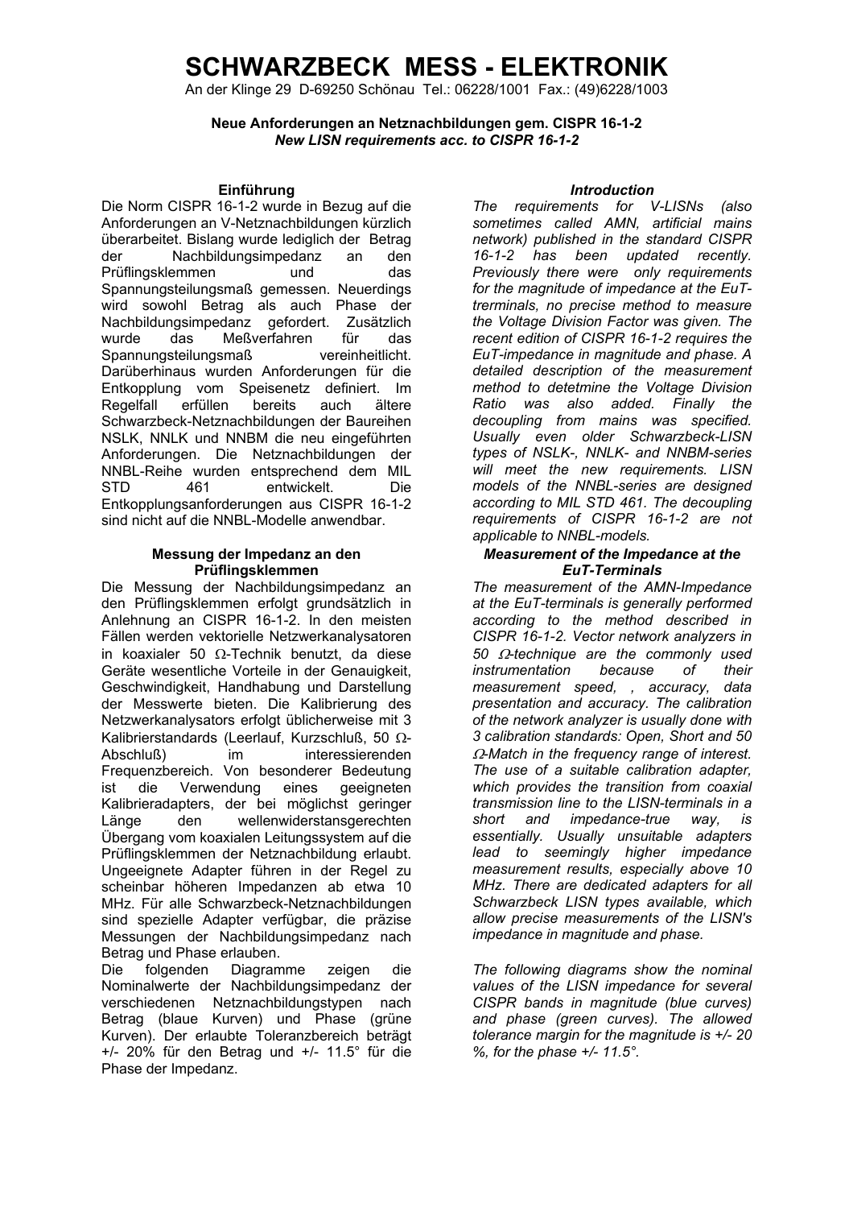# SCHWARZBECK MESS - ELEKTRONIK

An der Klinge 29 D-69250 Schönau Tel.: 06228/1001 Fax.: (49)6228/1003

**Neue Anforderungen an Netznachbildungen gem. CISPR 16-1-2**
***New LISN requirements acc. to CISPR 16-1-2***

## Einführung

Die Norm CISPR 16-1-2 wurde in Bezug auf die Anforderungen an V-Netznachbildungen kürzlich überarbeitet. Bislang wurde lediglich der Betrag der Nachbildungsimpedanz an den Prüflingsklemmen und das Spannungsteilungsmaß gemessen. Neuerdings wird sowohl Betrag als auch Phase der Nachbildungsimpedanz gefordert. Zusätzlich wurde das Meßverfahren für das Spannungsteilungsmaß vereinheitlicht. Darüberhinaus wurden Anforderungen für die Entkopplung vom Speisenetz definiert. Im Regelfall erfüllen bereits auch ältere Schwarzbeck-Netznachbildungen der Baureihen NSLK, NNLK und NNBM die neu eingeführten Anforderungen. Die Netznachbildungen der NNBL-Reihe wurden entsprechend dem MIL STD 461 entwickelt. Die Entkopplungsanforderungen aus CISPR 16-1-2 sind nicht auf die NNBL-Modelle anwendbar.

## Messung der Impedanz an den Prüflingsklemmen

Die Messung der Nachbildungsimpedanz an den Prüflingsklemmen erfolgt grundsätzlich in Anlehnung an CISPR 16-1-2. In den meisten Fällen werden vektorielle Netzwerkanalysatoren in koaxialer 50 Ω-Technik benutzt, da diese Geräte wesentliche Vorteile in der Genauigkeit, Geschwindigkeit, Handhabung und Darstellung der Messwerte bieten. Die Kalibrierung des Netzwerkanalysators erfolgt üblicherweise mit 3 Kalibrierstandards (Leerlauf, Kurzschluß, 50 Ω-Abschluß) im interessierenden Frequenzbereich. Von besonderer Bedeutung ist die Verwendung eines geeigneten Kalibrieradapters, der bei möglichst geringer Länge den wellenwiderstansgerechten Übergang vom koaxialen Leitungssystem auf die Prüflingsklemmen der Netznachbildung erlaubt. Ungeeignete Adapter führen in der Regel zu scheinbar höheren Impedanzen ab etwa 10 MHz. Für alle Schwarzbeck-Netznachbildungen sind spezielle Adapter verfügbar, die präzise Messungen der Nachbildungsimpedanz nach Betrag und Phase erlauben.

Die folgenden Diagramme zeigen die Nominalwerte der Nachbildungsimpedanz der verschiedenen Netznachbildungstypen nach Betrag (blaue Kurven) und Phase (grüne Kurven). Der erlaubte Toleranzbereich beträgt +/- 20% für den Betrag und +/- 11.5° für die Phase der Impedanz.

## *Introduction*

*The requirements for V-LISNs (also sometimes called AMN, artificial mains network) published in the standard CISPR 16-1-2 has been updated recently. Previously there were only requirements for the magnitude of impedance at the EuT-trerminals, no precise method to measure the Voltage Division Factor was given. The recent edition of CISPR 16-1-2 requires the EuT-impedance in magnitude and phase. A detailed description of the measurement method to detetmine the Voltage Division Ratio was also added. Finally the decoupling from mains was specified. Usually even older Schwarzbeck-LISN types of NSLK-, NNLK- and NNBM-series will meet the new requirements. LISN models of the NNBL-series are designed according to MIL STD 461. The decoupling requirements of CISPR 16-1-2 are not applicable to NNBL-models.*

## *Measurement of the Impedance at the EuT-Terminals*

*The measurement of the AMN-Impedance at the EuT-terminals is generally performed according to the method described in CISPR 16-1-2. Vector network analyzers in 50 Ω-technique are the commonly used instrumentation because of their measurement speed, , accuracy, data presentation and accuracy. The calibration of the network analyzer is usually done with 3 calibration standards: Open, Short and 50 Ω-Match in the frequency range of interest. The use of a suitable calibration adapter, which provides the transition from coaxial transmission line to the LISN-terminals in a short and impedance-true way, is essentially. Usually unsuitable adapters lead to seemingly higher impedance measurement results, especially above 10 MHz. There are dedicated adapters for all Schwarzbeck LISN types available, which allow precise measurements of the LISN's impedance in magnitude and phase.*

*The following diagrams show the nominal values of the LISN impedance for several CISPR bands in magnitude (blue curves) and phase (green curves). The allowed tolerance margin for the magnitude is +/- 20 %, for the phase +/- 11.5°.*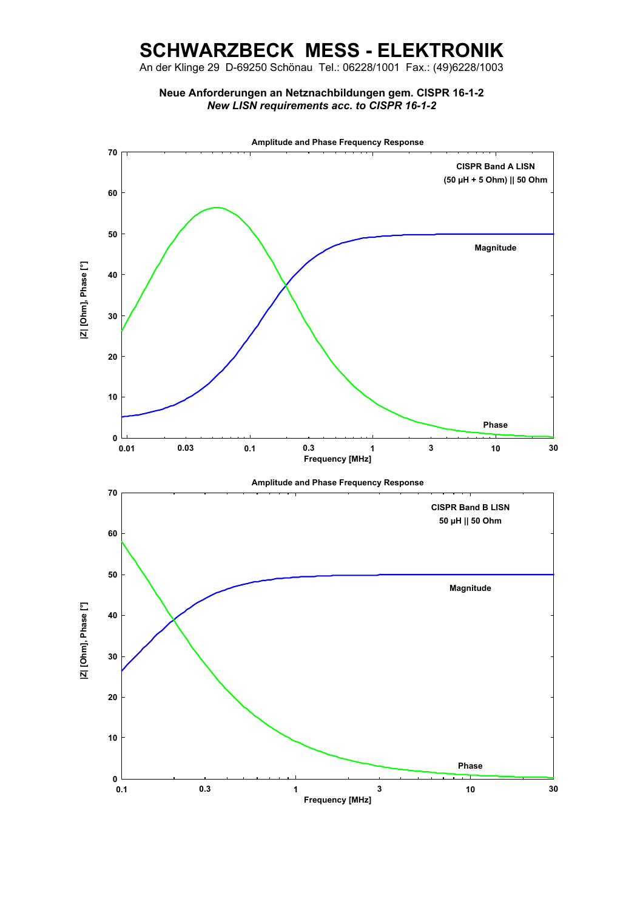# SCHWARZBECK MESS - ELEKTRONIK

An der Klinge 29 D-69250 Schönau Tel.: 06228/1001 Fax.: (49)6228/1003

**Neue Anforderungen an Netznachbildungen gem. CISPR 16-1-2**
***New LISN requirements acc. to CISPR 16-1-2***

**Amplitude and Phase Frequency Response**

CISPR Band A LISN
(50 µH + 5 Ohm) || 50 Ohm

Magnitude

Phase

|Z| [Ohm], Phase [°]

Frequency [MHz]

**Amplitude and Phase Frequency Response**

CISPR Band B LISN
50 µH || 50 Ohm

Magnitude

Phase

|Z| [Ohm], Phase [°]

Frequency [MHz]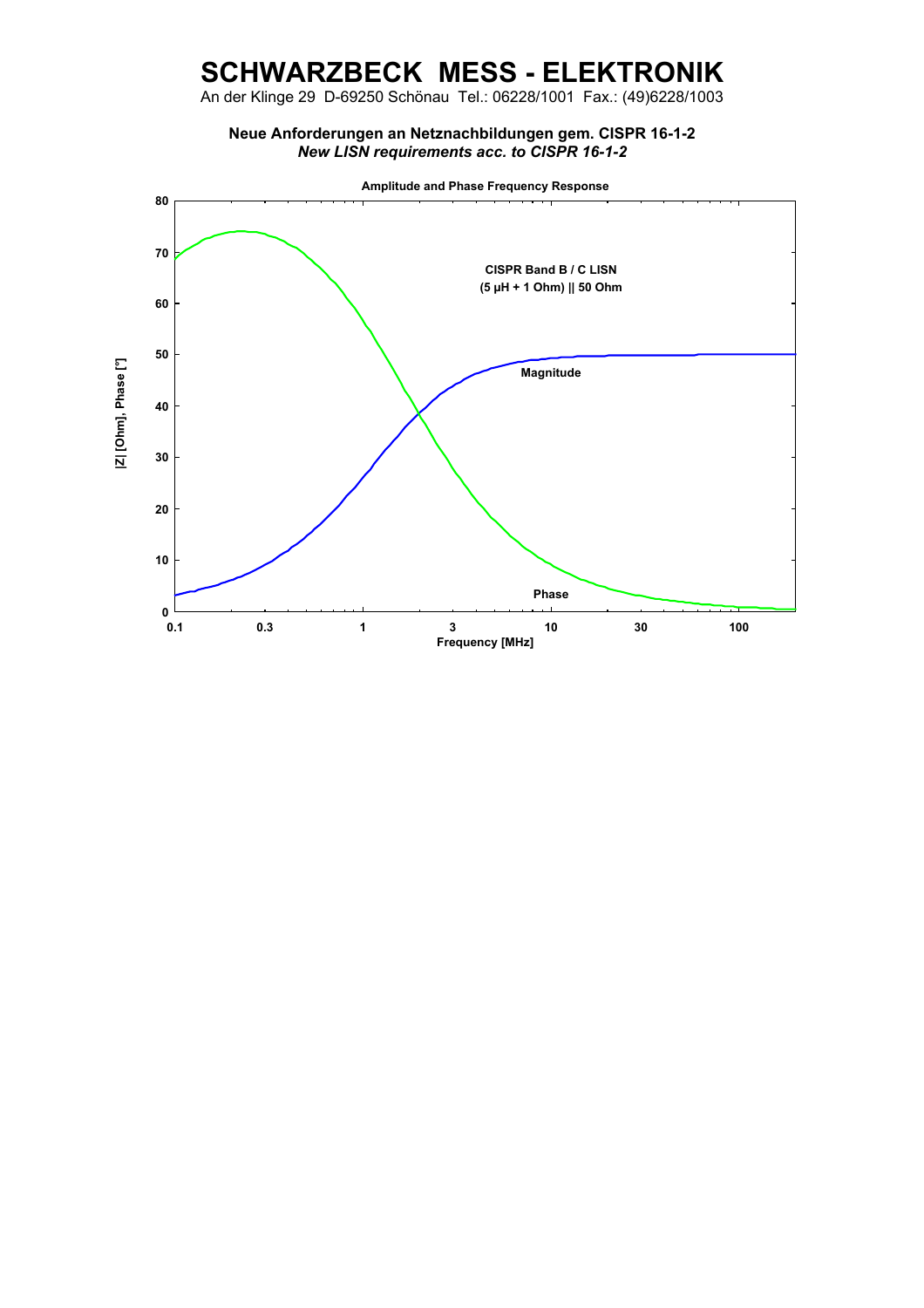# SCHWARZBECK MESS - ELEKTRONIK

An der Klinge 29 D-69250 Schönau Tel.: 06228/1001 Fax.: (49)6228/1003

**Neue Anforderungen an Netznachbildungen gem. CISPR 16-1-2**
***New LISN requirements acc. to CISPR 16-1-2***

**Amplitude and Phase Frequency Response**

**CISPR Band B / C LISN**
**(5 µH + 1 Ohm) || 50 Ohm**

**Magnitude**

**Phase**

**|Z| [Ohm], Phase [°]**

0, 10, 20, 30, 40, 50, 60, 70, 80

**Frequency [MHz]**

0.1, 0.3, 1, 3, 10, 30, 100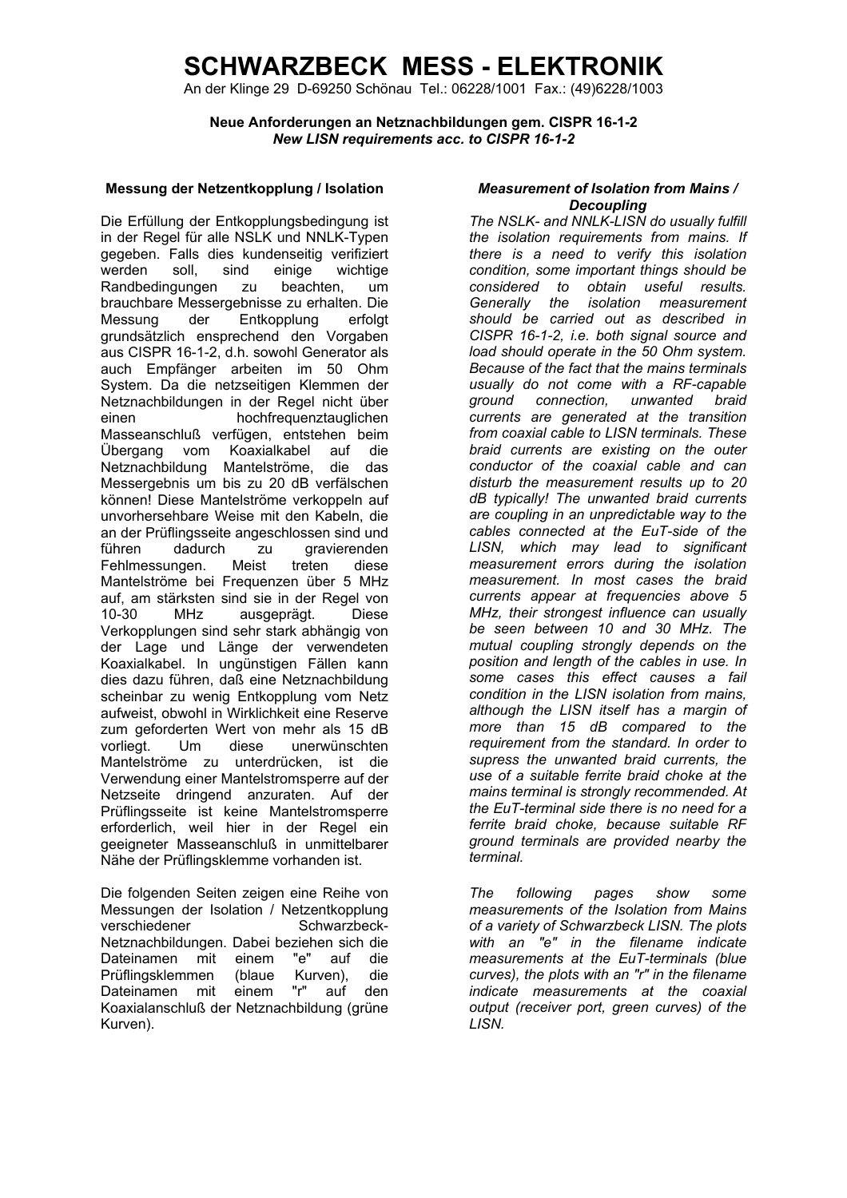# SCHWARZBECK MESS - ELEKTRONIK

An der Klinge 29 D-69250 Schönau Tel.: 06228/1001 Fax.: (49)6228/1003

**Neue Anforderungen an Netznachbildungen gem. CISPR 16-1-2**
***New LISN requirements acc. to CISPR 16-1-2***

### Messung der Netzentkopplung / Isolation

Die Erfüllung der Entkopplungsbedingung ist in der Regel für alle NSLK und NNLK-Typen gegeben. Falls dies kundenseitig verifiziert werden soll, sind einige wichtige Randbedingungen zu beachten, um brauchbare Messergebnisse zu erhalten. Die Messung der Entkopplung erfolgt grundsätzlich ensprechend den Vorgaben aus CISPR 16-1-2, d.h. sowohl Generator als auch Empfänger arbeiten im 50 Ohm System. Da die netzseitigen Klemmen der Netznachbildungen in der Regel nicht über einen hochfrequenztauglichen Masseanschluß verfügen, entstehen beim Übergang vom Koaxialkabel auf die Netznachbildung Mantelströme, die das Messergebnis um bis zu 20 dB verfälschen können! Diese Mantelströme verkoppeln auf unvorhersehbare Weise mit den Kabeln, die an der Prüflingsseite angeschlossen sind und führen dadurch zu gravierenden Fehlmessungen. Meist treten diese Mantelströme bei Frequenzen über 5 MHz auf, am stärksten sind sie in der Regel von 10-30 MHz ausgeprägt. Diese Verkopplungen sind sehr stark abhängig von der Lage und Länge der verwendeten Koaxialkabel. In ungünstigen Fällen kann dies dazu führen, daß eine Netznachbildung scheinbar zu wenig Entkopplung vom Netz aufweist, obwohl in Wirklichkeit eine Reserve zum geforderten Wert von mehr als 15 dB vorliegt. Um diese unerwünschten Mantelströme zu unterdrücken, ist die Verwendung einer Mantelstromsperre auf der Netzseite dringend anzuraten. Auf der Prüflingsseite ist keine Mantelstromsperre erforderlich, weil hier in der Regel ein geeigneter Masseanschluß in unmittelbarer Nähe der Prüflingsklemme vorhanden ist.

Die folgenden Seiten zeigen eine Reihe von Messungen der Isolation / Netzentkopplung verschiedener Schwarzbeck-Netznachbildungen. Dabei beziehen sich die Dateinamen mit einem "e" auf die Prüflingsklemmen (blaue Kurven), die Dateinamen mit einem "r" auf den Koaxialanschluß der Netznachbildung (grüne Kurven).

### *Measurement of Isolation from Mains / Decoupling*

*The NSLK- and NNLK-LISN do usually fulfill the isolation requirements from mains. If there is a need to verify this isolation condition, some important things should be considered to obtain useful results. Generally the isolation measurement should be carried out as described in CISPR 16-1-2, i.e. both signal source and load should operate in the 50 Ohm system. Because of the fact that the mains terminals usually do not come with a RF-capable ground connection, unwanted braid currents are generated at the transition from coaxial cable to LISN terminals. These braid currents are existing on the outer conductor of the coaxial cable and can disturb the measurement results up to 20 dB typically! The unwanted braid currents are coupling in an unpredictable way to the cables connected at the EuT-side of the LISN, which may lead to significant measurement errors during the isolation measurement. In most cases the braid currents appear at frequencies above 5 MHz, their strongest influence can usually be seen between 10 and 30 MHz. The mutual coupling strongly depends on the position and length of the cables in use. In some cases this effect causes a fail condition in the LISN isolation from mains, although the LISN itself has a margin of more than 15 dB compared to the requirement from the standard. In order to supress the unwanted braid currents, the use of a suitable ferrite braid choke at the mains terminal is strongly recommended. At the EuT-terminal side there is no need for a ferrite braid choke, because suitable RF ground terminals are provided nearby the terminal.*

*The following pages show some measurements of the Isolation from Mains of a variety of Schwarzbeck LISN. The plots with an "e" in the filename indicate measurements at the EuT-terminals (blue curves), the plots with an "r" in the filename indicate measurements at the coaxial output (receiver port, green curves) of the LISN.*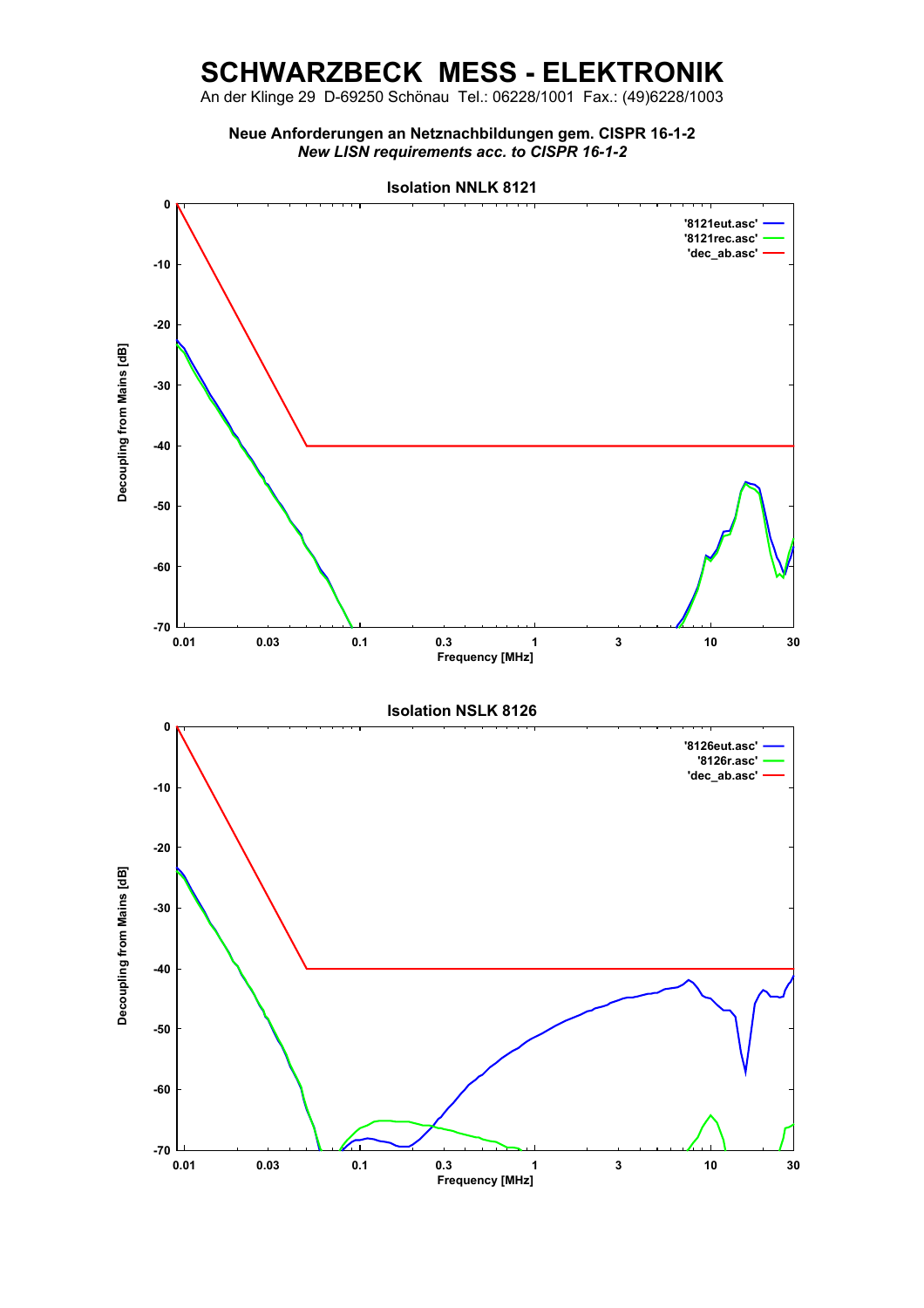# SCHWARZBECK MESS - ELEKTRONIK

An der Klinge 29 D-69250 Schönau Tel.: 06228/1001 Fax.: (49)6228/1003

**Neue Anforderungen an Netznachbildungen gem. CISPR 16-1-2**
***New LISN requirements acc. to CISPR 16-1-2***

**Isolation NNLK 8121**

Decoupling from Mains [dB]

'8121eut.asc'
'8121rec.asc'
'dec_ab.asc'

0, -10, -20, -30, -40, -50, -60, -70

0.01, 0.03, 0.1, 0.3, 1, 3, 10, 30

Frequency [MHz]

**Isolation NSLK 8126**

Decoupling from Mains [dB]

'8126eut.asc'
'8126r.asc'
'dec_ab.asc'

0, -10, -20, -30, -40, -50, -60, -70

0.01, 0.03, 0.1, 0.3, 1, 3, 10, 30

Frequency [MHz]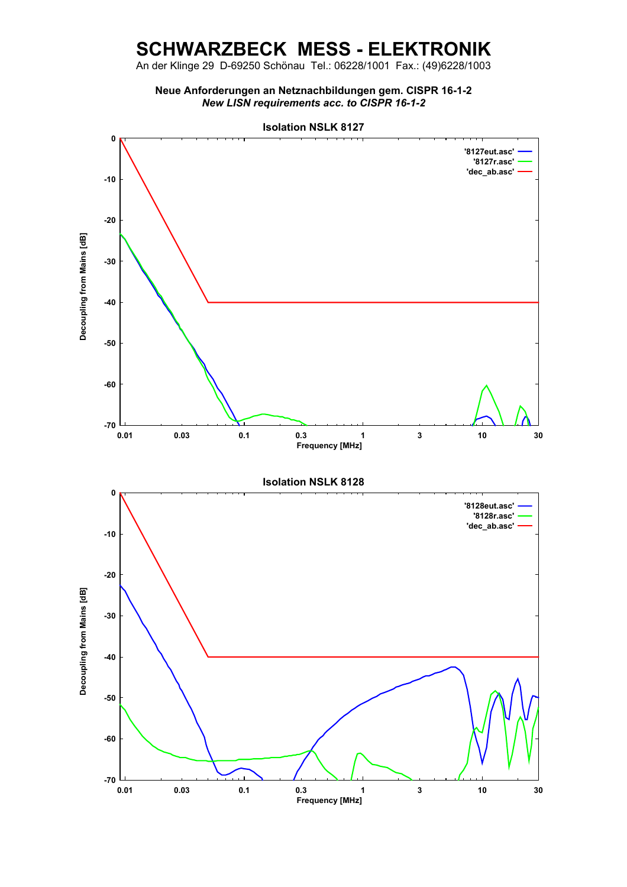# SCHWARZBECK MESS - ELEKTRONIK

An der Klinge 29 D-69250 Schönau Tel.: 06228/1001 Fax.: (49)6228/1003

**Neue Anforderungen an Netznachbildungen gem. CISPR 16-1-2**
***New LISN requirements acc. to CISPR 16-1-2***

**Isolation NSLK 8127**

Decoupling from Mains [dB]

Frequency [MHz]

'8127eut.asc'
'8127r.asc'
'dec_ab.asc'

**Isolation NSLK 8128**

Decoupling from Mains [dB]

Frequency [MHz]

'8128eut.asc'
'8128r.asc'
'dec_ab.asc'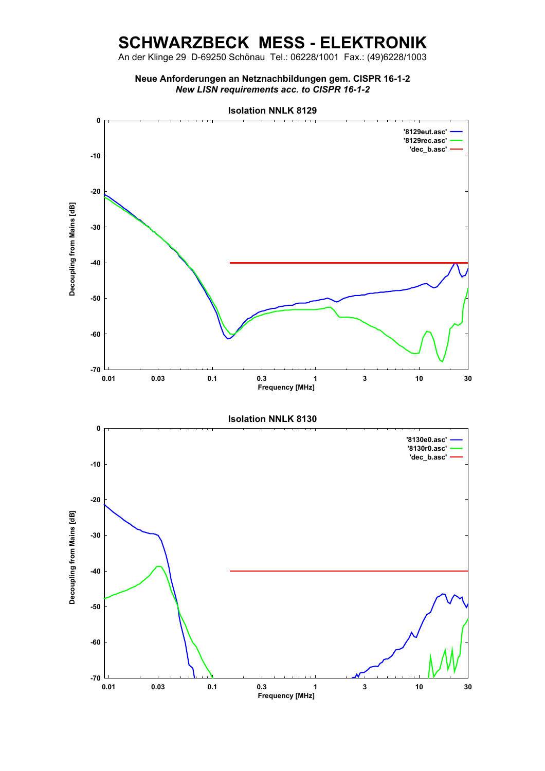# SCHWARZBECK MESS - ELEKTRONIK

An der Klinge 29 D-69250 Schönau Tel.: 06228/1001 Fax.: (49)6228/1003

**Neue Anforderungen an Netznachbildungen gem. CISPR 16-1-2**

***New LISN requirements acc. to CISPR 16-1-2***

**Isolation NNLK 8129**

Decoupling from Mains [dB]

'8129eut.asc'
'8129rec.asc'
'dec_b.asc'

Frequency [MHz]

**Isolation NNLK 8130**

Decoupling from Mains [dB]

'8130e0.asc'
'8130r0.asc'
'dec_b.asc'

Frequency [MHz]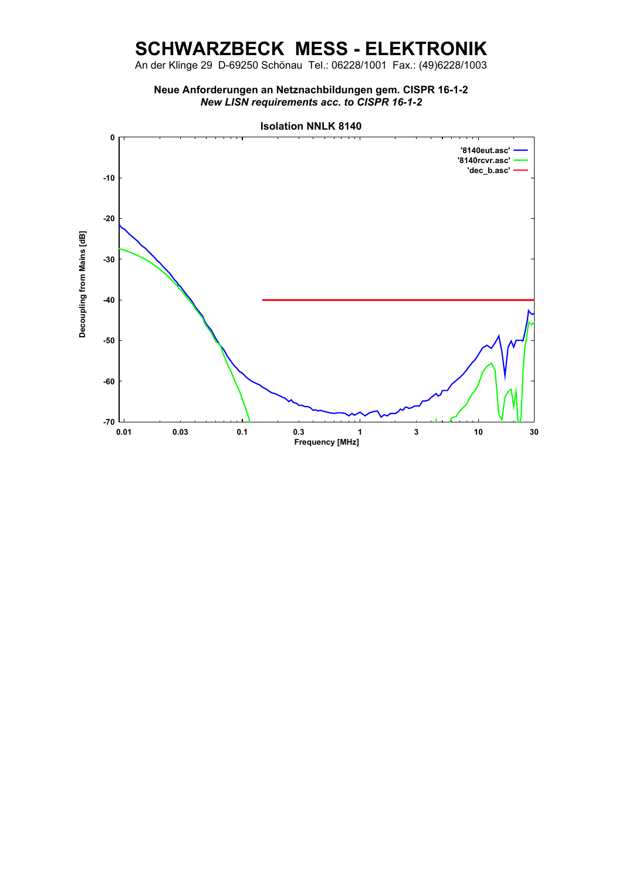# SCHWARZBECK MESS - ELEKTRONIK

An der Klinge 29 D-69250 Schönau Tel.: 06228/1001 Fax.: (49)6228/1003

**Neue Anforderungen an Netznachbildungen gem. CISPR 16-1-2**
***New LISN requirements acc. to CISPR 16-1-2***

**Isolation NNLK 8140**

'8140eut.asc'
'8140rcvr.asc'
'dec_b.asc'

Decoupling from Mains [dB]

0
-10
-20
-30
-40
-50
-60
-70

0.01
0.03
0.1
0.3
1
3
10
30

Frequency [MHz]